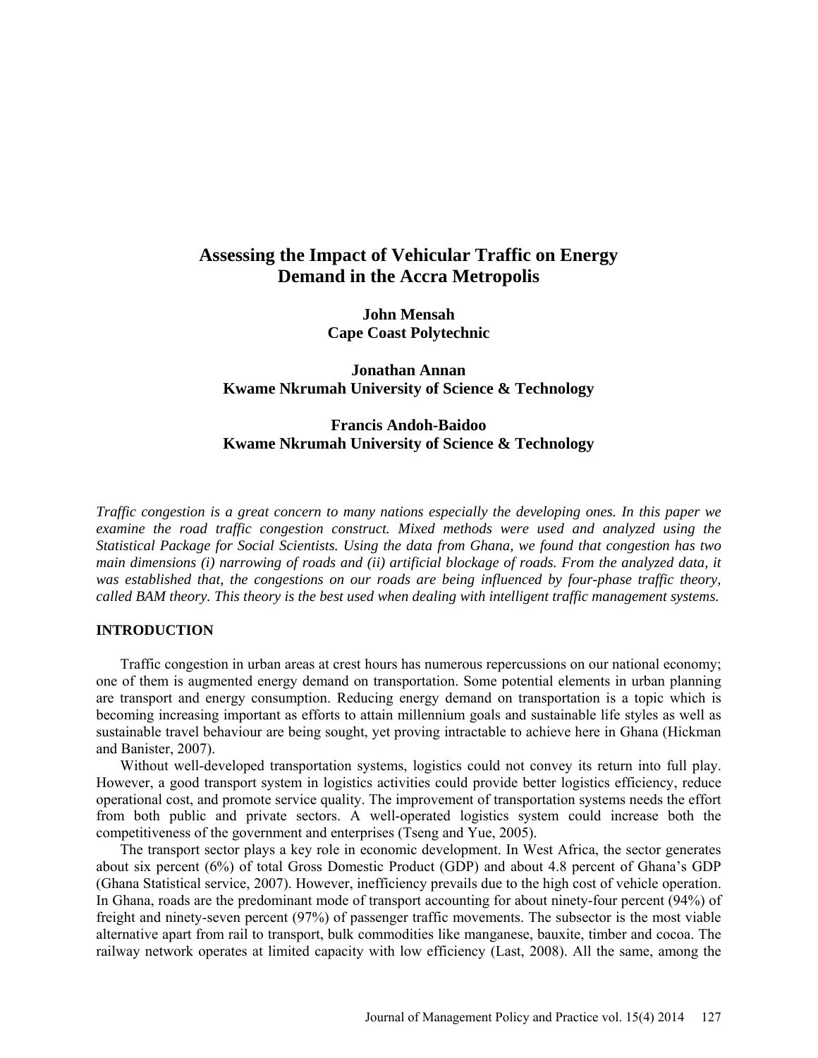# Assessing the Impact of Vehicular Traffic on Energy Demand in the Accra Metropolis

**John Mensah**
**Cape Coast Polytechnic**

**Jonathan Annan**
**Kwame Nkrumah University of Science & Technology**

**Francis Andoh-Baidoo**
**Kwame Nkrumah University of Science & Technology**

*Traffic congestion is a great concern to many nations especially the developing ones. In this paper we examine the road traffic congestion construct. Mixed methods were used and analyzed using the Statistical Package for Social Scientists. Using the data from Ghana, we found that congestion has two main dimensions (i) narrowing of roads and (ii) artificial blockage of roads. From the analyzed data, it was established that, the congestions on our roads are being influenced by four-phase traffic theory, called BAM theory. This theory is the best used when dealing with intelligent traffic management systems.*

## INTRODUCTION

Traffic congestion in urban areas at crest hours has numerous repercussions on our national economy; one of them is augmented energy demand on transportation. Some potential elements in urban planning are transport and energy consumption. Reducing energy demand on transportation is a topic which is becoming increasing important as efforts to attain millennium goals and sustainable life styles as well as sustainable travel behaviour are being sought, yet proving intractable to achieve here in Ghana (Hickman and Banister, 2007).

Without well-developed transportation systems, logistics could not convey its return into full play. However, a good transport system in logistics activities could provide better logistics efficiency, reduce operational cost, and promote service quality. The improvement of transportation systems needs the effort from both public and private sectors. A well-operated logistics system could increase both the competitiveness of the government and enterprises (Tseng and Yue, 2005).

The transport sector plays a key role in economic development. In West Africa, the sector generates about six percent (6%) of total Gross Domestic Product (GDP) and about 4.8 percent of Ghana's GDP (Ghana Statistical service, 2007). However, inefficiency prevails due to the high cost of vehicle operation. In Ghana, roads are the predominant mode of transport accounting for about ninety-four percent (94%) of freight and ninety-seven percent (97%) of passenger traffic movements. The subsector is the most viable alternative apart from rail to transport, bulk commodities like manganese, bauxite, timber and cocoa. The railway network operates at limited capacity with low efficiency (Last, 2008). All the same, among the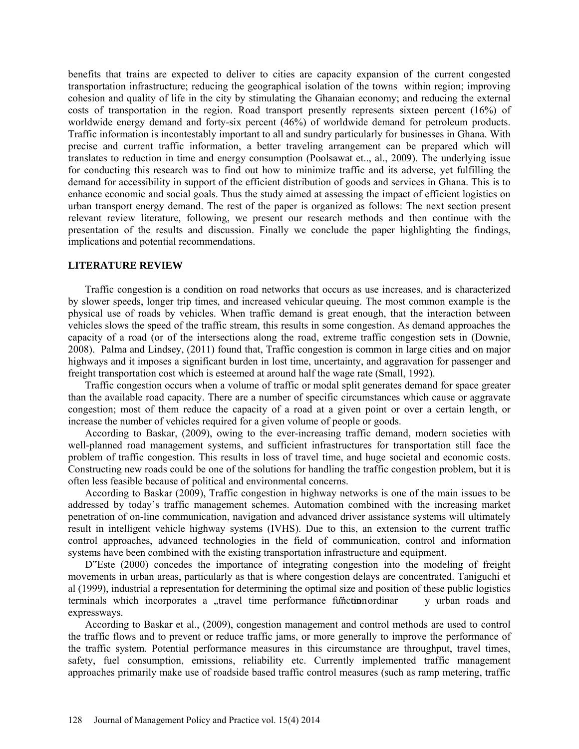benefits that trains are expected to deliver to cities are capacity expansion of the current congested transportation infrastructure; reducing the geographical isolation of the towns within region; improving cohesion and quality of life in the city by stimulating the Ghanaian economy; and reducing the external costs of transportation in the region. Road transport presently represents sixteen percent (16%) of worldwide energy demand and forty-six percent (46%) of worldwide demand for petroleum products. Traffic information is incontestably important to all and sundry particularly for businesses in Ghana. With precise and current traffic information, a better traveling arrangement can be prepared which will translates to reduction in time and energy consumption (Poolsawat et.., al., 2009). The underlying issue for conducting this research was to find out how to minimize traffic and its adverse, yet fulfilling the demand for accessibility in support of the efficient distribution of goods and services in Ghana. This is to enhance economic and social goals. Thus the study aimed at assessing the impact of efficient logistics on urban transport energy demand. The rest of the paper is organized as follows: The next section present relevant review literature, following, we present our research methods and then continue with the presentation of the results and discussion. Finally we conclude the paper highlighting the findings, implications and potential recommendations.

## LITERATURE REVIEW

Traffic congestion is a condition on road networks that occurs as use increases, and is characterized by slower speeds, longer trip times, and increased vehicular queuing. The most common example is the physical use of roads by vehicles. When traffic demand is great enough, that the interaction between vehicles slows the speed of the traffic stream, this results in some congestion. As demand approaches the capacity of a road (or of the intersections along the road, extreme traffic congestion sets in (Downie, 2008). Palma and Lindsey, (2011) found that, Traffic congestion is common in large cities and on major highways and it imposes a significant burden in lost time, uncertainty, and aggravation for passenger and freight transportation cost which is esteemed at around half the wage rate (Small, 1992).

Traffic congestion occurs when a volume of traffic or modal split generates demand for space greater than the available road capacity. There are a number of specific circumstances which cause or aggravate congestion; most of them reduce the capacity of a road at a given point or over a certain length, or increase the number of vehicles required for a given volume of people or goods.

According to Baskar, (2009), owing to the ever-increasing traffic demand, modern societies with well-planned road management systems, and sufficient infrastructures for transportation still face the problem of traffic congestion. This results in loss of travel time, and huge societal and economic costs. Constructing new roads could be one of the solutions for handling the traffic congestion problem, but it is often less feasible because of political and environmental concerns.

According to Baskar (2009), Traffic congestion in highway networks is one of the main issues to be addressed by today's traffic management schemes. Automation combined with the increasing market penetration of on-line communication, navigation and advanced driver assistance systems will ultimately result in intelligent vehicle highway systems (IVHS). Due to this, an extension to the current traffic control approaches, advanced technologies in the field of communication, control and information systems have been combined with the existing transportation infrastructure and equipment.

D"Este (2000) concedes the importance of integrating congestion into the modeling of freight movements in urban areas, particularly as that is where congestion delays are concentrated. Taniguchi et al (1999), industrial a representation for determining the optimal size and position of these public logistics terminals which incorporates a „travel time performance function" ordinary urban roads and expressways.

According to Baskar et al., (2009), congestion management and control methods are used to control the traffic flows and to prevent or reduce traffic jams, or more generally to improve the performance of the traffic system. Potential performance measures in this circumstance are throughput, travel times, safety, fuel consumption, emissions, reliability etc. Currently implemented traffic management approaches primarily make use of roadside based traffic control measures (such as ramp metering, traffic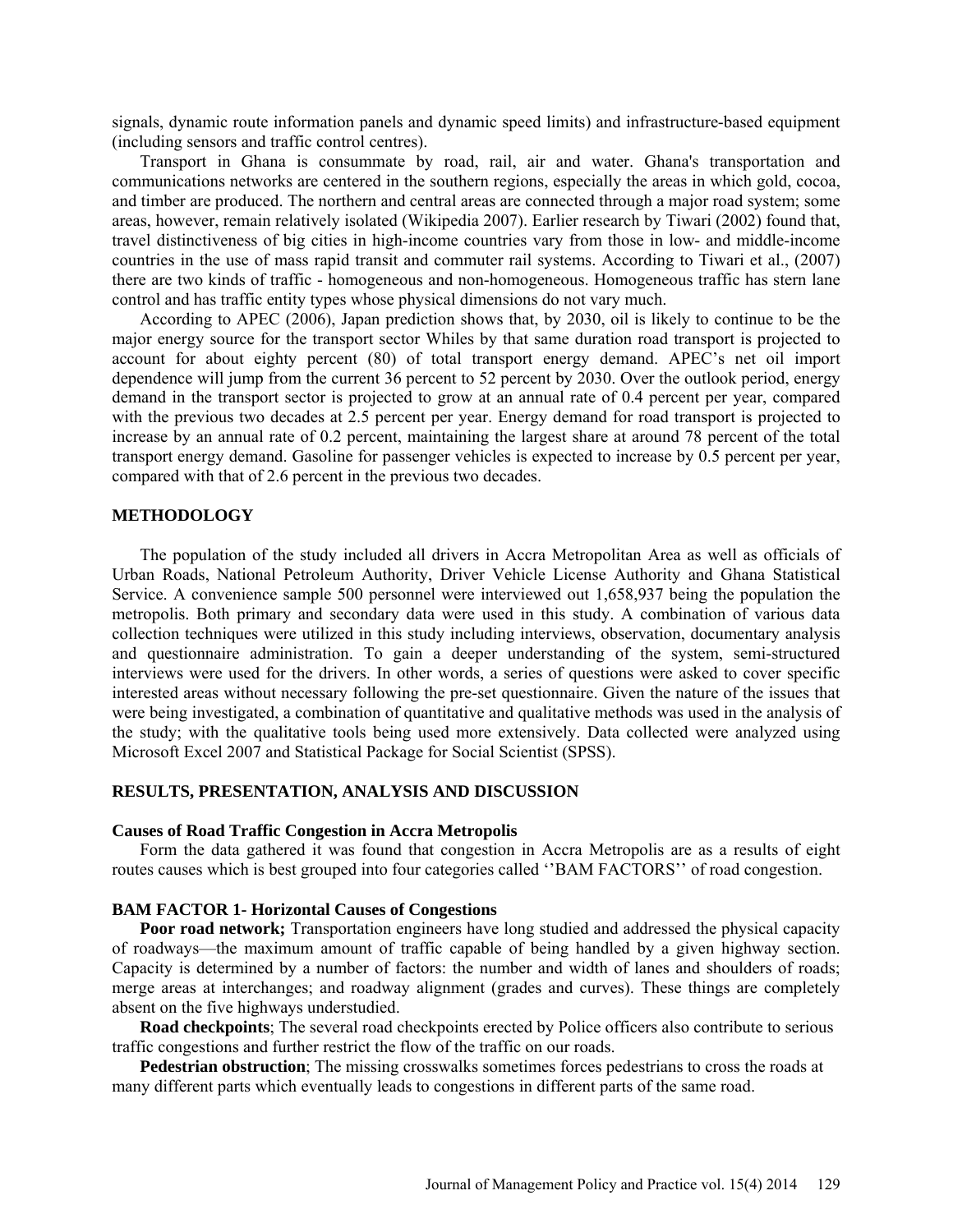signals, dynamic route information panels and dynamic speed limits) and infrastructure-based equipment (including sensors and traffic control centres).

Transport in Ghana is consummate by road, rail, air and water. Ghana's transportation and communications networks are centered in the southern regions, especially the areas in which gold, cocoa, and timber are produced. The northern and central areas are connected through a major road system; some areas, however, remain relatively isolated (Wikipedia 2007). Earlier research by Tiwari (2002) found that, travel distinctiveness of big cities in high-income countries vary from those in low- and middle-income countries in the use of mass rapid transit and commuter rail systems. According to Tiwari et al., (2007) there are two kinds of traffic - homogeneous and non-homogeneous. Homogeneous traffic has stern lane control and has traffic entity types whose physical dimensions do not vary much.

According to APEC (2006), Japan prediction shows that, by 2030, oil is likely to continue to be the major energy source for the transport sector Whiles by that same duration road transport is projected to account for about eighty percent (80) of total transport energy demand. APEC's net oil import dependence will jump from the current 36 percent to 52 percent by 2030. Over the outlook period, energy demand in the transport sector is projected to grow at an annual rate of 0.4 percent per year, compared with the previous two decades at 2.5 percent per year. Energy demand for road transport is projected to increase by an annual rate of 0.2 percent, maintaining the largest share at around 78 percent of the total transport energy demand. Gasoline for passenger vehicles is expected to increase by 0.5 percent per year, compared with that of 2.6 percent in the previous two decades.

## METHODOLOGY

The population of the study included all drivers in Accra Metropolitan Area as well as officials of Urban Roads, National Petroleum Authority, Driver Vehicle License Authority and Ghana Statistical Service. A convenience sample 500 personnel were interviewed out 1,658,937 being the population the metropolis. Both primary and secondary data were used in this study. A combination of various data collection techniques were utilized in this study including interviews, observation, documentary analysis and questionnaire administration. To gain a deeper understanding of the system, semi-structured interviews were used for the drivers. In other words, a series of questions were asked to cover specific interested areas without necessary following the pre-set questionnaire. Given the nature of the issues that were being investigated, a combination of quantitative and qualitative methods was used in the analysis of the study; with the qualitative tools being used more extensively. Data collected were analyzed using Microsoft Excel 2007 and Statistical Package for Social Scientist (SPSS).

## RESULTS, PRESENTATION, ANALYSIS AND DISCUSSION

### Causes of Road Traffic Congestion in Accra Metropolis

Form the data gathered it was found that congestion in Accra Metropolis are as a results of eight routes causes which is best grouped into four categories called ''BAM FACTORS'' of road congestion.

### BAM FACTOR 1- Horizontal Causes of Congestions

**Poor road network;** Transportation engineers have long studied and addressed the physical capacity of roadways—the maximum amount of traffic capable of being handled by a given highway section. Capacity is determined by a number of factors: the number and width of lanes and shoulders of roads; merge areas at interchanges; and roadway alignment (grades and curves). These things are completely absent on the five highways understudied.

**Road checkpoints**; The several road checkpoints erected by Police officers also contribute to serious traffic congestions and further restrict the flow of the traffic on our roads.

**Pedestrian obstruction**; The missing crosswalks sometimes forces pedestrians to cross the roads at many different parts which eventually leads to congestions in different parts of the same road.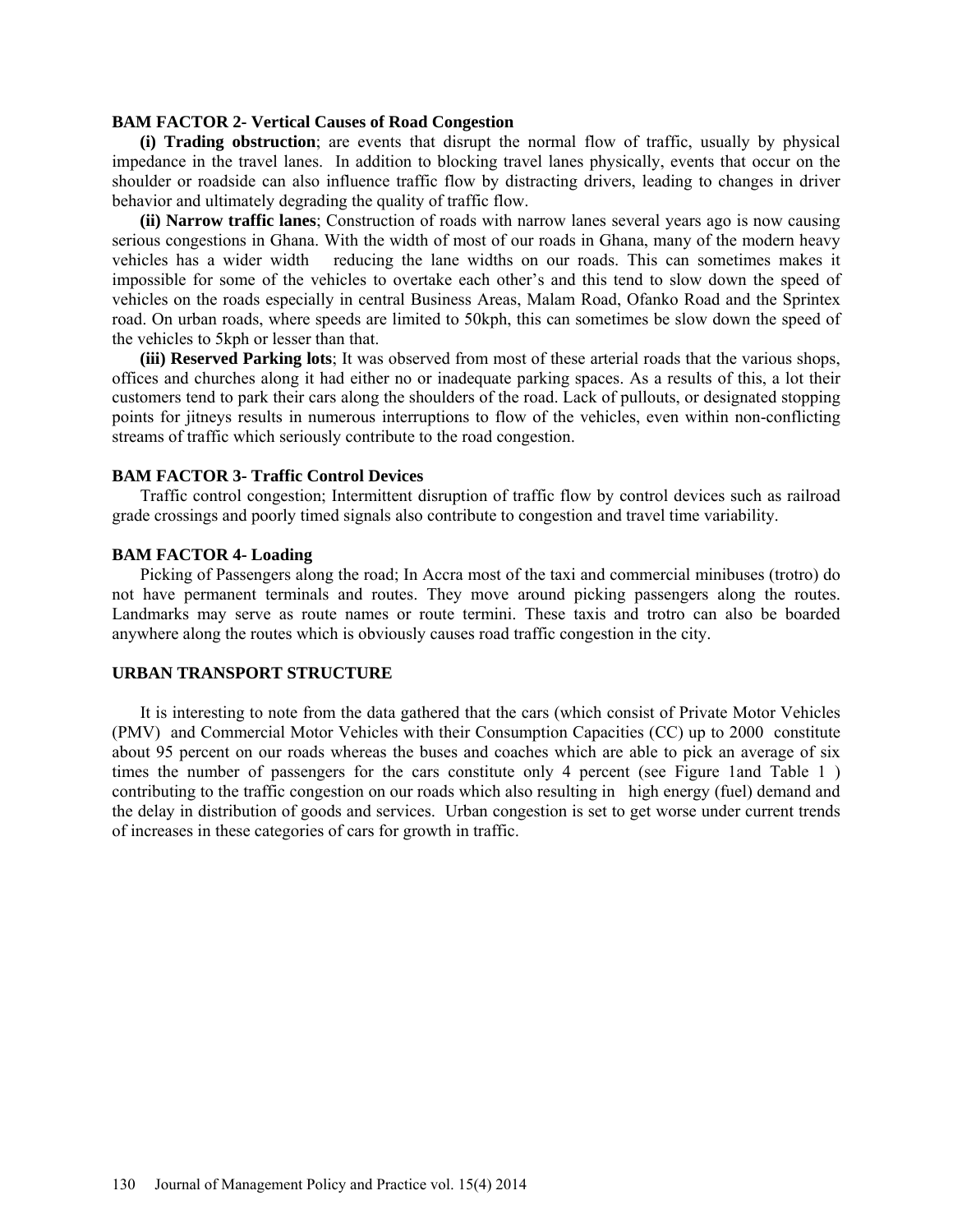### BAM FACTOR 2- Vertical Causes of Road Congestion

**(i) Trading obstruction**; are events that disrupt the normal flow of traffic, usually by physical impedance in the travel lanes. In addition to blocking travel lanes physically, events that occur on the shoulder or roadside can also influence traffic flow by distracting drivers, leading to changes in driver behavior and ultimately degrading the quality of traffic flow.

**(ii) Narrow traffic lanes**; Construction of roads with narrow lanes several years ago is now causing serious congestions in Ghana. With the width of most of our roads in Ghana, many of the modern heavy vehicles has a wider width reducing the lane widths on our roads. This can sometimes makes it impossible for some of the vehicles to overtake each other's and this tend to slow down the speed of vehicles on the roads especially in central Business Areas, Malam Road, Ofanko Road and the Sprintex road. On urban roads, where speeds are limited to 50kph, this can sometimes be slow down the speed of the vehicles to 5kph or lesser than that.

**(iii) Reserved Parking lots**; It was observed from most of these arterial roads that the various shops, offices and churches along it had either no or inadequate parking spaces. As a results of this, a lot their customers tend to park their cars along the shoulders of the road. Lack of pullouts, or designated stopping points for jitneys results in numerous interruptions to flow of the vehicles, even within non-conflicting streams of traffic which seriously contribute to the road congestion.

### BAM FACTOR 3- Traffic Control Devices

Traffic control congestion; Intermittent disruption of traffic flow by control devices such as railroad grade crossings and poorly timed signals also contribute to congestion and travel time variability.

### BAM FACTOR 4- Loading

Picking of Passengers along the road; In Accra most of the taxi and commercial minibuses (trotro) do not have permanent terminals and routes. They move around picking passengers along the routes. Landmarks may serve as route names or route termini. These taxis and trotro can also be boarded anywhere along the routes which is obviously causes road traffic congestion in the city.

## URBAN TRANSPORT STRUCTURE

It is interesting to note from the data gathered that the cars (which consist of Private Motor Vehicles (PMV) and Commercial Motor Vehicles with their Consumption Capacities (CC) up to 2000 constitute about 95 percent on our roads whereas the buses and coaches which are able to pick an average of six times the number of passengers for the cars constitute only 4 percent (see Figure 1and Table 1 ) contributing to the traffic congestion on our roads which also resulting in high energy (fuel) demand and the delay in distribution of goods and services. Urban congestion is set to get worse under current trends of increases in these categories of cars for growth in traffic.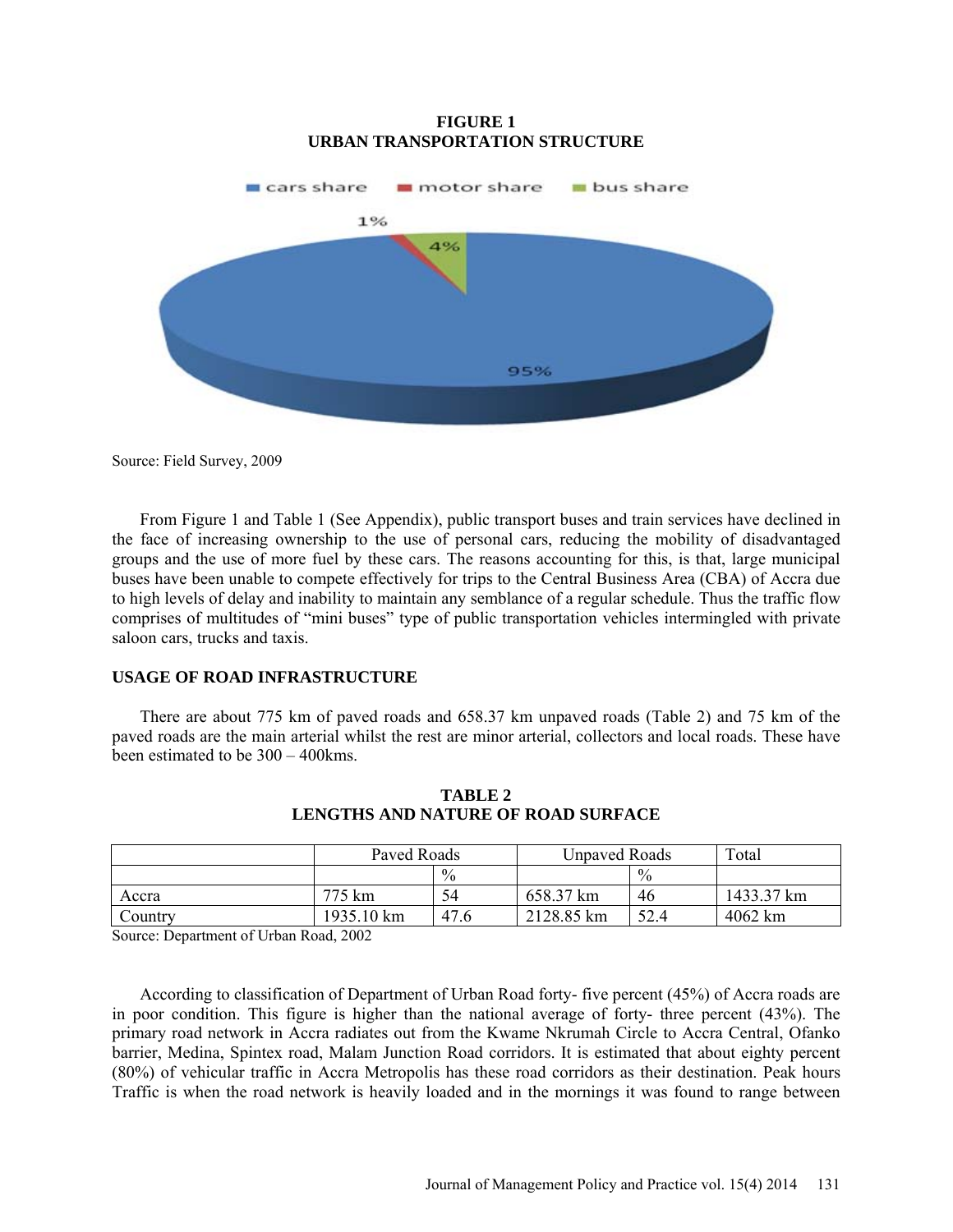**FIGURE 1**
**URBAN TRANSPORTATION STRUCTURE**

cars share
motor share
bus share
1%
4%
95%

Source: Field Survey, 2009

From Figure 1 and Table 1 (See Appendix), public transport buses and train services have declined in the face of increasing ownership to the use of personal cars, reducing the mobility of disadvantaged groups and the use of more fuel by these cars. The reasons accounting for this, is that, large municipal buses have been unable to compete effectively for trips to the Central Business Area (CBA) of Accra due to high levels of delay and inability to maintain any semblance of a regular schedule. Thus the traffic flow comprises of multitudes of "mini buses" type of public transportation vehicles intermingled with private saloon cars, trucks and taxis.

## USAGE OF ROAD INFRASTRUCTURE

There are about 775 km of paved roads and 658.37 km unpaved roads (Table 2) and 75 km of the paved roads are the main arterial whilst the rest are minor arterial, collectors and local roads. These have been estimated to be 300 – 400kms.

**TABLE 2**
**LENGTHS AND NATURE OF ROAD SURFACE**

| | Paved Roads | | Unpaved Roads | | Total |
|---|---|---|---|---|---|
| | | % | | % | |
| Accra | 775 km | 54 | 658.37 km | 46 | 1433.37 km |
| Country | 1935.10 km | 47.6 | 2128.85 km | 52.4 | 4062 km |

Source: Department of Urban Road, 2002

According to classification of Department of Urban Road forty- five percent (45%) of Accra roads are in poor condition. This figure is higher than the national average of forty- three percent (43%). The primary road network in Accra radiates out from the Kwame Nkrumah Circle to Accra Central, Ofanko barrier, Medina, Spintex road, Malam Junction Road corridors. It is estimated that about eighty percent (80%) of vehicular traffic in Accra Metropolis has these road corridors as their destination. Peak hours Traffic is when the road network is heavily loaded and in the mornings it was found to range between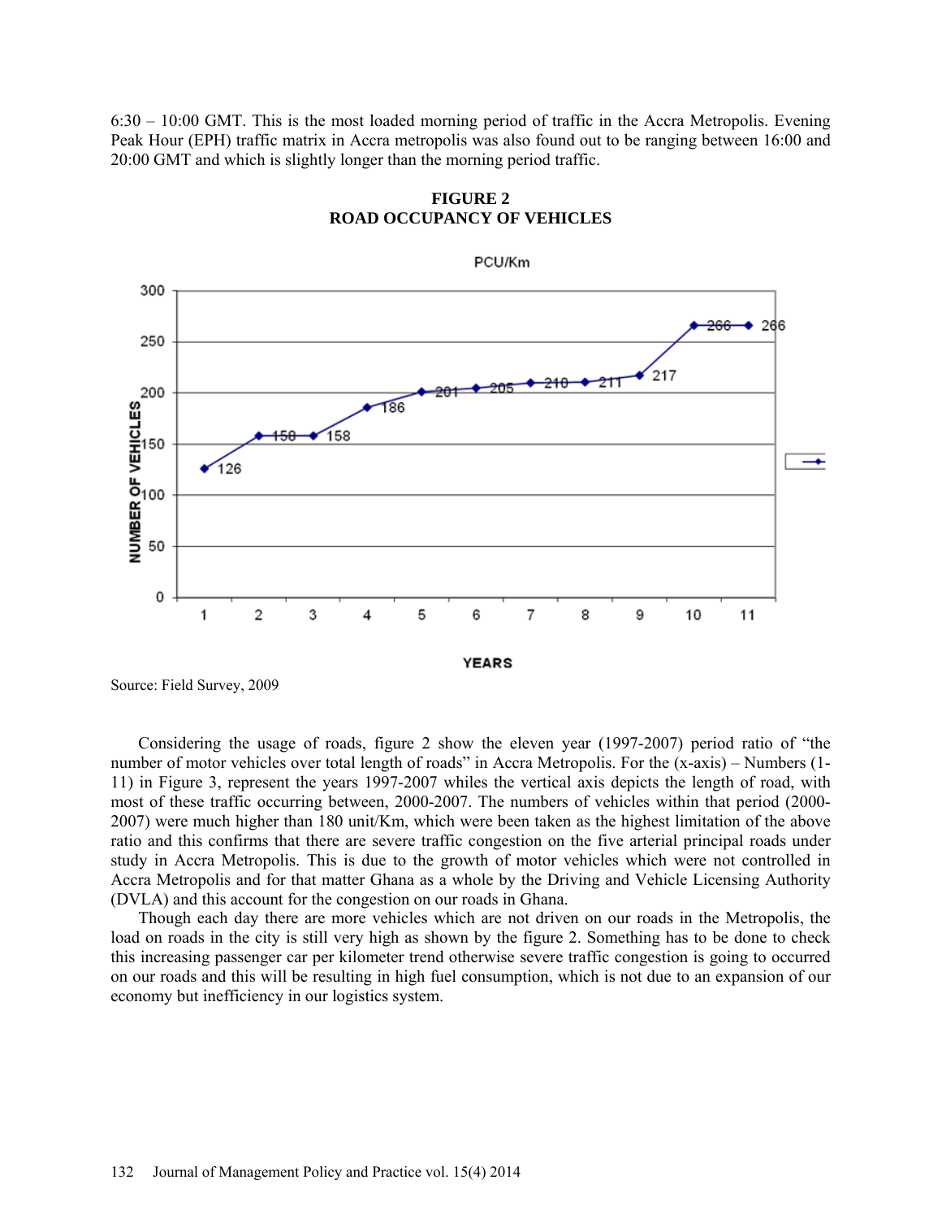6:30 – 10:00 GMT. This is the most loaded morning period of traffic in the Accra Metropolis. Evening Peak Hour (EPH) traffic matrix in Accra metropolis was also found out to be ranging between 16:00 and 20:00 GMT and which is slightly longer than the morning period traffic.

**FIGURE 2**
**ROAD OCCUPANCY OF VEHICLES**

PCU/Km

NUMBER OF VEHICLES

300
250
200
150
100
50
0

126
158
158
186
201
205
210
211
217
266
266

1 2 3 4 5 6 7 8 9 10 11

YEARS

Source: Field Survey, 2009

Considering the usage of roads, figure 2 show the eleven year (1997-2007) period ratio of "the number of motor vehicles over total length of roads" in Accra Metropolis. For the (x-axis) – Numbers (1-11) in Figure 3, represent the years 1997-2007 whiles the vertical axis depicts the length of road, with most of these traffic occurring between, 2000-2007. The numbers of vehicles within that period (2000-2007) were much higher than 180 unit/Km, which were been taken as the highest limitation of the above ratio and this confirms that there are severe traffic congestion on the five arterial principal roads under study in Accra Metropolis. This is due to the growth of motor vehicles which were not controlled in Accra Metropolis and for that matter Ghana as a whole by the Driving and Vehicle Licensing Authority (DVLA) and this account for the congestion on our roads in Ghana.

Though each day there are more vehicles which are not driven on our roads in the Metropolis, the load on roads in the city is still very high as shown by the figure 2. Something has to be done to check this increasing passenger car per kilometer trend otherwise severe traffic congestion is going to occurred on our roads and this will be resulting in high fuel consumption, which is not due to an expansion of our economy but inefficiency in our logistics system.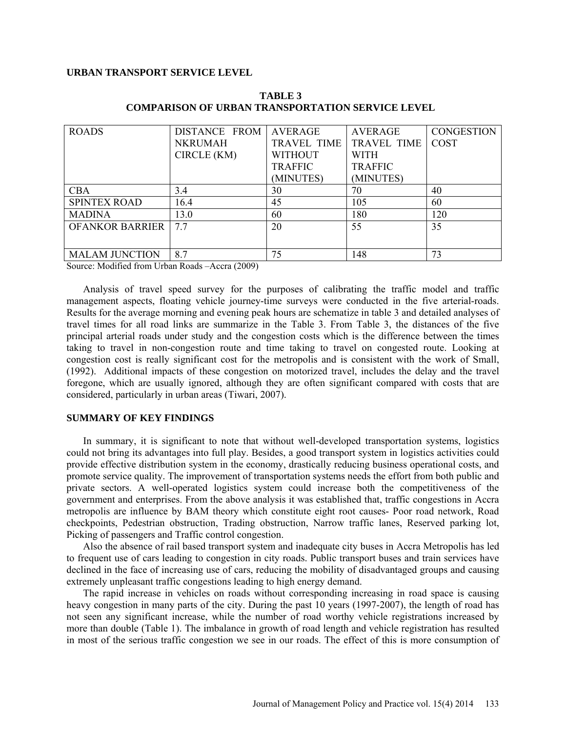## URBAN TRANSPORT SERVICE LEVEL

**TABLE 3**
**COMPARISON OF URBAN TRANSPORTATION SERVICE LEVEL**

| ROADS | DISTANCE FROM NKRUMAH CIRCLE (KM) | AVERAGE TRAVEL TIME WITHOUT TRAFFIC (MINUTES) | AVERAGE TRAVEL TIME WITH TRAFFIC (MINUTES) | CONGESTION COST |
|---|---|---|---|---|
| CBA | 3.4 | 30 | 70 | 40 |
| SPINTEX ROAD | 16.4 | 45 | 105 | 60 |
| MADINA | 13.0 | 60 | 180 | 120 |
| OFANKOR BARRIER | 7.7 | 20 | 55 | 35 |
| MALAM JUNCTION | 8.7 | 75 | 148 | 73 |

Source: Modified from Urban Roads –Accra (2009)

Analysis of travel speed survey for the purposes of calibrating the traffic model and traffic management aspects, floating vehicle journey-time surveys were conducted in the five arterial-roads. Results for the average morning and evening peak hours are schematize in table 3 and detailed analyses of travel times for all road links are summarize in the Table 3. From Table 3, the distances of the five principal arterial roads under study and the congestion costs which is the difference between the times taking to travel in non-congestion route and time taking to travel on congested route. Looking at congestion cost is really significant cost for the metropolis and is consistent with the work of Small, (1992). Additional impacts of these congestion on motorized travel, includes the delay and the travel foregone, which are usually ignored, although they are often significant compared with costs that are considered, particularly in urban areas (Tiwari, 2007).

## SUMMARY OF KEY FINDINGS

In summary, it is significant to note that without well-developed transportation systems, logistics could not bring its advantages into full play. Besides, a good transport system in logistics activities could provide effective distribution system in the economy, drastically reducing business operational costs, and promote service quality. The improvement of transportation systems needs the effort from both public and private sectors. A well-operated logistics system could increase both the competitiveness of the government and enterprises. From the above analysis it was established that, traffic congestions in Accra metropolis are influence by BAM theory which constitute eight root causes- Poor road network, Road checkpoints, Pedestrian obstruction, Trading obstruction, Narrow traffic lanes, Reserved parking lot, Picking of passengers and Traffic control congestion.

Also the absence of rail based transport system and inadequate city buses in Accra Metropolis has led to frequent use of cars leading to congestion in city roads. Public transport buses and train services have declined in the face of increasing use of cars, reducing the mobility of disadvantaged groups and causing extremely unpleasant traffic congestions leading to high energy demand.

The rapid increase in vehicles on roads without corresponding increasing in road space is causing heavy congestion in many parts of the city. During the past 10 years (1997-2007), the length of road has not seen any significant increase, while the number of road worthy vehicle registrations increased by more than double (Table 1). The imbalance in growth of road length and vehicle registration has resulted in most of the serious traffic congestion we see in our roads. The effect of this is more consumption of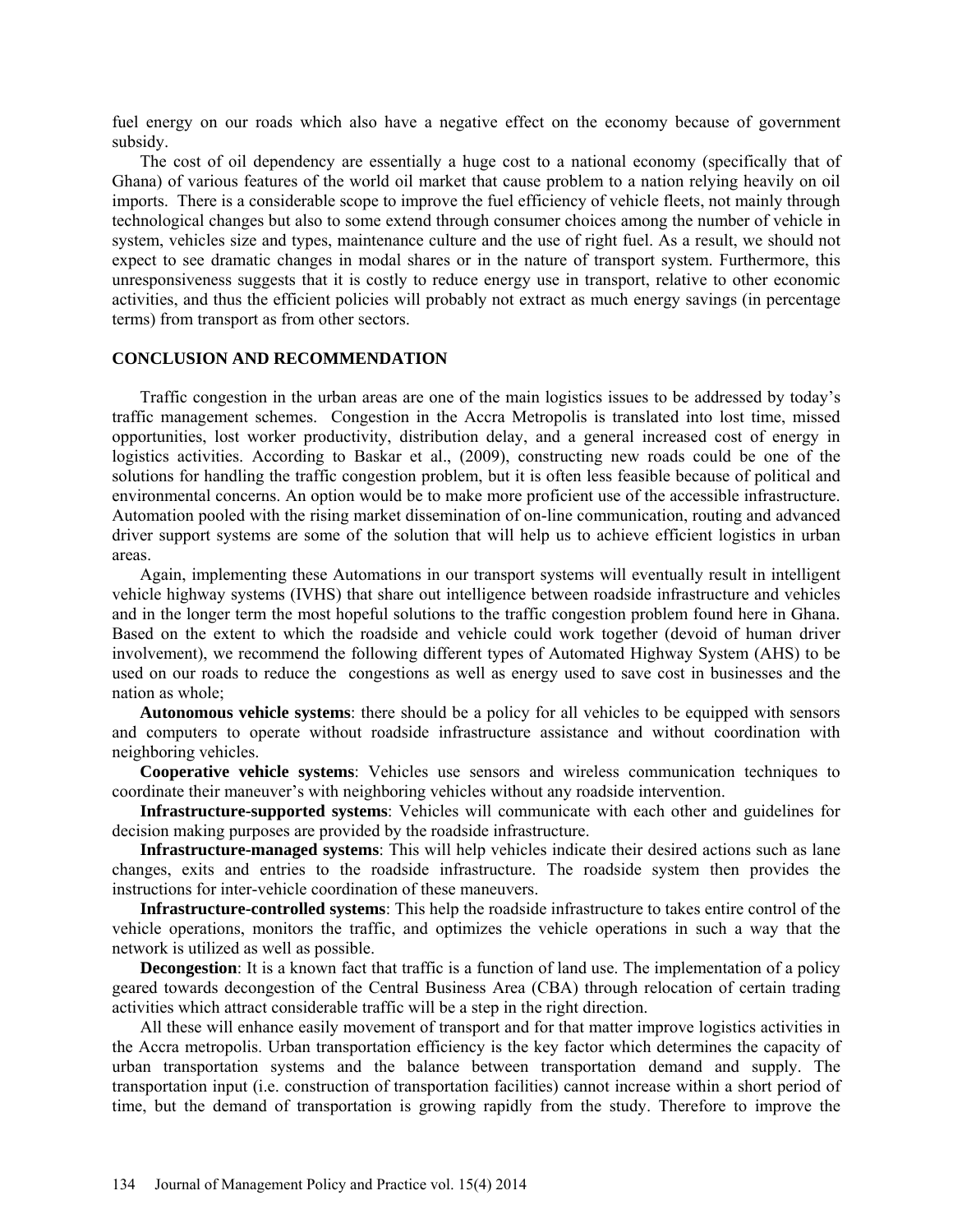fuel energy on our roads which also have a negative effect on the economy because of government subsidy.

The cost of oil dependency are essentially a huge cost to a national economy (specifically that of Ghana) of various features of the world oil market that cause problem to a nation relying heavily on oil imports. There is a considerable scope to improve the fuel efficiency of vehicle fleets, not mainly through technological changes but also to some extend through consumer choices among the number of vehicle in system, vehicles size and types, maintenance culture and the use of right fuel. As a result, we should not expect to see dramatic changes in modal shares or in the nature of transport system. Furthermore, this unresponsiveness suggests that it is costly to reduce energy use in transport, relative to other economic activities, and thus the efficient policies will probably not extract as much energy savings (in percentage terms) from transport as from other sectors.

## CONCLUSION AND RECOMMENDATION

Traffic congestion in the urban areas are one of the main logistics issues to be addressed by today's traffic management schemes. Congestion in the Accra Metropolis is translated into lost time, missed opportunities, lost worker productivity, distribution delay, and a general increased cost of energy in logistics activities. According to Baskar et al., (2009), constructing new roads could be one of the solutions for handling the traffic congestion problem, but it is often less feasible because of political and environmental concerns. An option would be to make more proficient use of the accessible infrastructure. Automation pooled with the rising market dissemination of on-line communication, routing and advanced driver support systems are some of the solution that will help us to achieve efficient logistics in urban areas.

Again, implementing these Automations in our transport systems will eventually result in intelligent vehicle highway systems (IVHS) that share out intelligence between roadside infrastructure and vehicles and in the longer term the most hopeful solutions to the traffic congestion problem found here in Ghana. Based on the extent to which the roadside and vehicle could work together (devoid of human driver involvement), we recommend the following different types of Automated Highway System (AHS) to be used on our roads to reduce the congestions as well as energy used to save cost in businesses and the nation as whole;

**Autonomous vehicle systems**: there should be a policy for all vehicles to be equipped with sensors and computers to operate without roadside infrastructure assistance and without coordination with neighboring vehicles.

**Cooperative vehicle systems**: Vehicles use sensors and wireless communication techniques to coordinate their maneuver's with neighboring vehicles without any roadside intervention.

**Infrastructure-supported systems**: Vehicles will communicate with each other and guidelines for decision making purposes are provided by the roadside infrastructure.

**Infrastructure-managed systems**: This will help vehicles indicate their desired actions such as lane changes, exits and entries to the roadside infrastructure. The roadside system then provides the instructions for inter-vehicle coordination of these maneuvers.

**Infrastructure-controlled systems**: This help the roadside infrastructure to takes entire control of the vehicle operations, monitors the traffic, and optimizes the vehicle operations in such a way that the network is utilized as well as possible.

**Decongestion**: It is a known fact that traffic is a function of land use. The implementation of a policy geared towards decongestion of the Central Business Area (CBA) through relocation of certain trading activities which attract considerable traffic will be a step in the right direction.

All these will enhance easily movement of transport and for that matter improve logistics activities in the Accra metropolis. Urban transportation efficiency is the key factor which determines the capacity of urban transportation systems and the balance between transportation demand and supply. The transportation input (i.e. construction of transportation facilities) cannot increase within a short period of time, but the demand of transportation is growing rapidly from the study. Therefore to improve the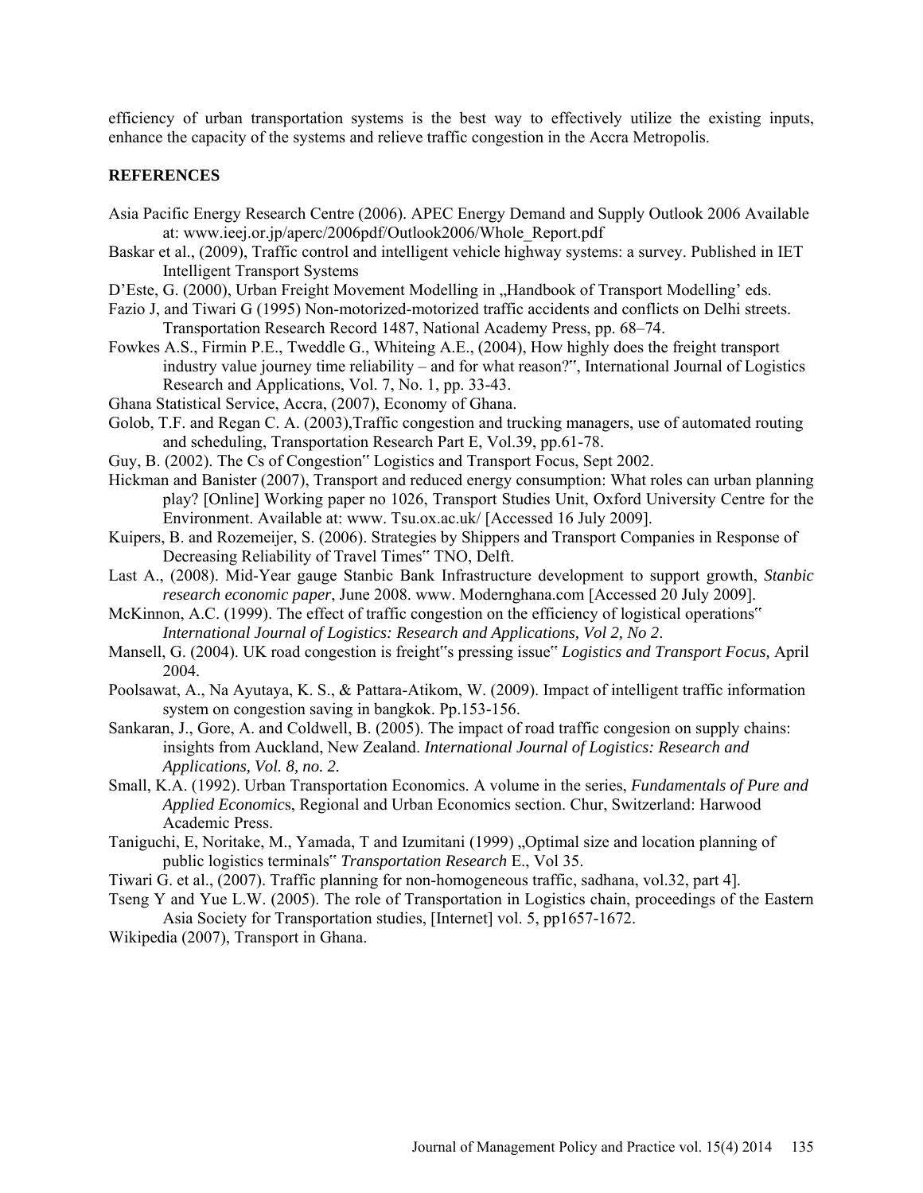efficiency of urban transportation systems is the best way to effectively utilize the existing inputs, enhance the capacity of the systems and relieve traffic congestion in the Accra Metropolis.

## REFERENCES

Asia Pacific Energy Research Centre (2006). APEC Energy Demand and Supply Outlook 2006 Available at: www.ieej.or.jp/aperc/2006pdf/Outlook2006/Whole_Report.pdf

Baskar et al., (2009), Traffic control and intelligent vehicle highway systems: a survey. Published in IET Intelligent Transport Systems

D'Este, G. (2000), Urban Freight Movement Modelling in „Handbook of Transport Modelling' eds.

Fazio J, and Tiwari G (1995) Non-motorized-motorized traffic accidents and conflicts on Delhi streets. Transportation Research Record 1487, National Academy Press, pp. 68–74.

Fowkes A.S., Firmin P.E., Tweddle G., Whiteing A.E., (2004), How highly does the freight transport industry value journey time reliability – and for what reason?", International Journal of Logistics Research and Applications, Vol. 7, No. 1, pp. 33-43.

Ghana Statistical Service, Accra, (2007), Economy of Ghana.

Golob, T.F. and Regan C. A. (2003),Traffic congestion and trucking managers, use of automated routing and scheduling, Transportation Research Part E, Vol.39, pp.61-78.

Guy, B. (2002). The Cs of Congestion" Logistics and Transport Focus, Sept 2002.

Hickman and Banister (2007), Transport and reduced energy consumption: What roles can urban planning play? [Online] Working paper no 1026, Transport Studies Unit, Oxford University Centre for the Environment. Available at: www. Tsu.ox.ac.uk/ [Accessed 16 July 2009].

Kuipers, B. and Rozemeijer, S. (2006). Strategies by Shippers and Transport Companies in Response of Decreasing Reliability of Travel Times" TNO, Delft.

Last A., (2008). Mid-Year gauge Stanbic Bank Infrastructure development to support growth, *Stanbic research economic paper*, June 2008. www. Modernghana.com [Accessed 20 July 2009].

McKinnon, A.C. (1999). The effect of traffic congestion on the efficiency of logistical operations" *International Journal of Logistics: Research and Applications, Vol 2, No 2*.

Mansell, G. (2004). UK road congestion is freight"s pressing issue" *Logistics and Transport Focus,* April 2004.

Poolsawat, A., Na Ayutaya, K. S., & Pattara-Atikom, W. (2009). Impact of intelligent traffic information system on congestion saving in bangkok. Pp.153-156.

Sankaran, J., Gore, A. and Coldwell, B. (2005). The impact of road traffic congesion on supply chains: insights from Auckland, New Zealand. *International Journal of Logistics: Research and Applications, Vol. 8, no. 2.*

Small, K.A. (1992). Urban Transportation Economics. A volume in the series, *Fundamentals of Pure and Applied Economic*s, Regional and Urban Economics section. Chur, Switzerland: Harwood Academic Press.

Taniguchi, E, Noritake, M., Yamada, T and Izumitani (1999) „Optimal size and location planning of public logistics terminals" *Transportation Research* E., Vol 35.

Tiwari G. et al., (2007). Traffic planning for non-homogeneous traffic, sadhana, vol.32, part 4].

Tseng Y and Yue L.W. (2005). The role of Transportation in Logistics chain, proceedings of the Eastern Asia Society for Transportation studies, [Internet] vol. 5, pp1657-1672.

Wikipedia (2007), Transport in Ghana.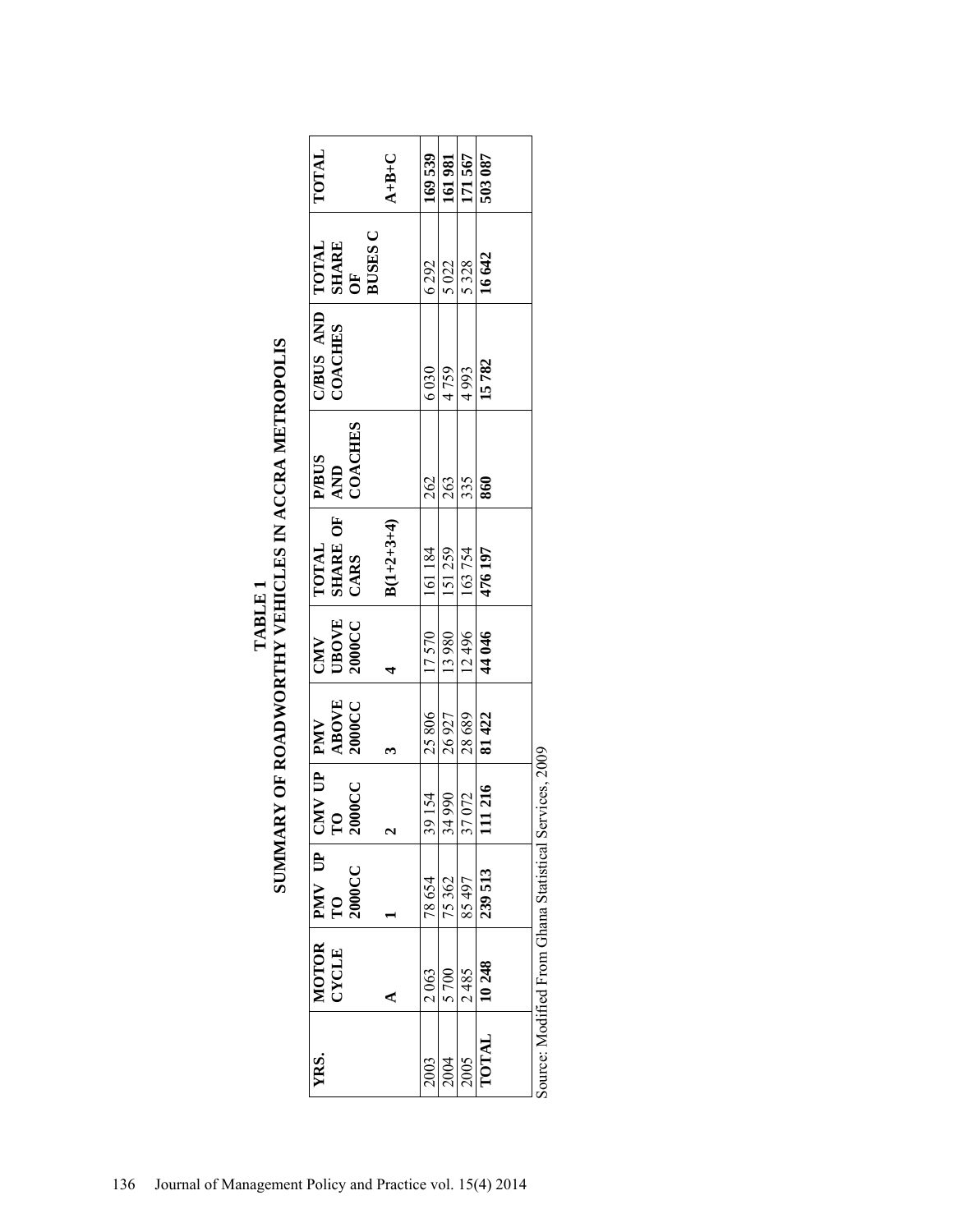**TABLE 1**
**SUMMARY OF ROADWORTHY VEHICLES IN ACCRA METROPOLIS**

| YRS. | MOTOR CYCLE | PMV UP TO 2000CC | CMV UP TO 2000CC | PMV ABOVE 2000CC | CMV UBOVE 2000CC | TOTAL SHARE OF CARS | P/BUS AND COACHES | C/BUS AND COACHES | TOTAL SHARE OF BUSES C | TOTAL |
|---|---|---|---|---|---|---|---|---|---|---|
| | A | 1 | 2 | 3 | 4 | B(1+2+3+4) | | | | A+B+C |
| 2003 | 2 063 | 78 654 | 39 154 | 25 806 | 17 570 | 161 184 | 262 | 6 030 | 6 292 | **169 539** |
| 2004 | 5 700 | 75 362 | 34 990 | 26 927 | 13 980 | 151 259 | 263 | 4 759 | 5 022 | **161 981** |
| 2005 | 2 485 | 85 497 | 37 072 | 28 689 | 12 496 | 163 754 | 335 | 4 993 | 5 328 | **171 567** |
| **TOTAL** | **10 248** | **239 513** | **111 216** | **81 422** | **44 046** | **476 197** | **860** | **15 782** | **16 642** | **503 087** |

Source: Modified From Ghana Statistical Services, 2009